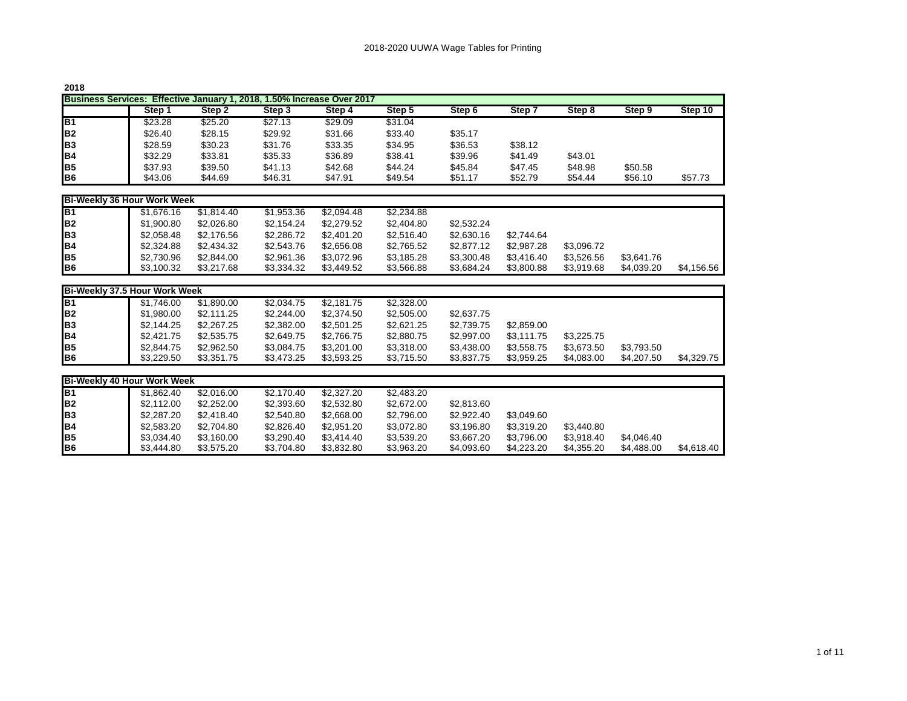## 2018-2020 UUWA Wage Tables for Printing

**2018**

| Business Services: Effective January 1, 2018, 1.50% Increase Over 2017 | Step 1 | Step 2 | Step 3 | Step 4 | Step 5 | Step 6 | Step 7 | Step 8 | Step 9 | Step 10 |
|---|---|---|---|---|---|---|---|---|---|---|
| B1 | $23.28 | $25.20 | $27.13 | $29.09 | $31.04 | | | | | |
| B2 | $26.40 | $28.15 | $29.92 | $31.66 | $33.40 | $35.17 | | | | |
| B3 | $28.59 | $30.23 | $31.76 | $33.35 | $34.95 | $36.53 | $38.12 | | | |
| B4 | $32.29 | $33.81 | $35.33 | $36.89 | $38.41 | $39.96 | $41.49 | $43.01 | | |
| B5 | $37.93 | $39.50 | $41.13 | $42.68 | $44.24 | $45.84 | $47.45 | $48.98 | $50.58 | |
| B6 | $43.06 | $44.69 | $46.31 | $47.91 | $49.54 | $51.17 | $52.79 | $54.44 | $56.10 | $57.73 |

| Bi-Weekly 36 Hour Work Week | Step 1 | Step 2 | Step 3 | Step 4 | Step 5 | Step 6 | Step 7 | Step 8 | Step 9 | Step 10 |
|---|---|---|---|---|---|---|---|---|---|---|
| B1 | $1,676.16 | $1,814.40 | $1,953.36 | $2,094.48 | $2,234.88 | | | | | |
| B2 | $1,900.80 | $2,026.80 | $2,154.24 | $2,279.52 | $2,404.80 | $2,532.24 | | | | |
| B3 | $2,058.48 | $2,176.56 | $2,286.72 | $2,401.20 | $2,516.40 | $2,630.16 | $2,744.64 | | | |
| B4 | $2,324.88 | $2,434.32 | $2,543.76 | $2,656.08 | $2,765.52 | $2,877.12 | $2,987.28 | $3,096.72 | | |
| B5 | $2,730.96 | $2,844.00 | $2,961.36 | $3,072.96 | $3,185.28 | $3,300.48 | $3,416.40 | $3,526.56 | $3,641.76 | |
| B6 | $3,100.32 | $3,217.68 | $3,334.32 | $3,449.52 | $3,566.88 | $3,684.24 | $3,800.88 | $3,919.68 | $4,039.20 | $4,156.56 |

| Bi-Weekly 37.5 Hour Work Week | Step 1 | Step 2 | Step 3 | Step 4 | Step 5 | Step 6 | Step 7 | Step 8 | Step 9 | Step 10 |
|---|---|---|---|---|---|---|---|---|---|---|
| B1 | $1,746.00 | $1,890.00 | $2,034.75 | $2,181.75 | $2,328.00 | | | | | |
| B2 | $1,980.00 | $2,111.25 | $2,244.00 | $2,374.50 | $2,505.00 | $2,637.75 | | | | |
| B3 | $2,144.25 | $2,267.25 | $2,382.00 | $2,501.25 | $2,621.25 | $2,739.75 | $2,859.00 | | | |
| B4 | $2,421.75 | $2,535.75 | $2,649.75 | $2,766.75 | $2,880.75 | $2,997.00 | $3,111.75 | $3,225.75 | | |
| B5 | $2,844.75 | $2,962.50 | $3,084.75 | $3,201.00 | $3,318.00 | $3,438.00 | $3,558.75 | $3,673.50 | $3,793.50 | |
| B6 | $3,229.50 | $3,351.75 | $3,473.25 | $3,593.25 | $3,715.50 | $3,837.75 | $3,959.25 | $4,083.00 | $4,207.50 | $4,329.75 |

| Bi-Weekly 40 Hour Work Week | Step 1 | Step 2 | Step 3 | Step 4 | Step 5 | Step 6 | Step 7 | Step 8 | Step 9 | Step 10 |
|---|---|---|---|---|---|---|---|---|---|---|
| B1 | $1,862.40 | $2,016.00 | $2,170.40 | $2,327.20 | $2,483.20 | | | | | |
| B2 | $2,112.00 | $2,252.00 | $2,393.60 | $2,532.80 | $2,672.00 | $2,813.60 | | | | |
| B3 | $2,287.20 | $2,418.40 | $2,540.80 | $2,668.00 | $2,796.00 | $2,922.40 | $3,049.60 | | | |
| B4 | $2,583.20 | $2,704.80 | $2,826.40 | $2,951.20 | $3,072.80 | $3,196.80 | $3,319.20 | $3,440.80 | | |
| B5 | $3,034.40 | $3,160.00 | $3,290.40 | $3,414.40 | $3,539.20 | $3,667.20 | $3,796.00 | $3,918.40 | $4,046.40 | |
| B6 | $3,444.80 | $3,575.20 | $3,704.80 | $3,832.80 | $3,963.20 | $4,093.60 | $4,223.20 | $4,355.20 | $4,488.00 | $4,618.40 |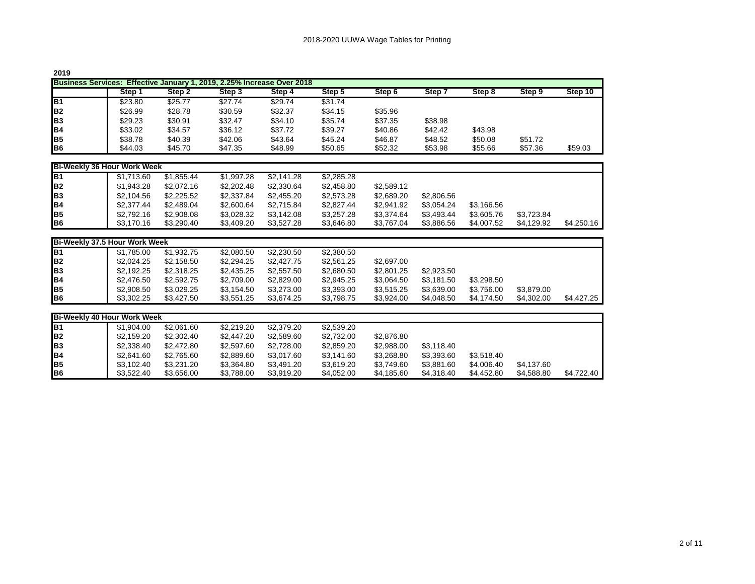2018-2020 UUWA Wage Tables for Printing

**2019**

| Business Services: Effective January 1, 2019, 2.25% Increase Over 2018 | | | | | | | | | | |
|---|---|---|---|---|---|---|---|---|---|---|
| | Step 1 | Step 2 | Step 3 | Step 4 | Step 5 | Step 6 | Step 7 | Step 8 | Step 9 | Step 10 |
| B1 | $23.80 | $25.77 | $27.74 | $29.74 | $31.74 | | | | | |
| B2 | $26.99 | $28.78 | $30.59 | $32.37 | $34.15 | $35.96 | | | | |
| B3 | $29.23 | $30.91 | $32.47 | $34.10 | $35.74 | $37.35 | $38.98 | | | |
| B4 | $33.02 | $34.57 | $36.12 | $37.72 | $39.27 | $40.86 | $42.42 | $43.98 | | |
| B5 | $38.78 | $40.39 | $42.06 | $43.64 | $45.24 | $46.87 | $48.52 | $50.08 | $51.72 | |
| B6 | $44.03 | $45.70 | $47.35 | $48.99 | $50.65 | $52.32 | $53.98 | $55.66 | $57.36 | $59.03 |

| Bi-Weekly 36 Hour Work Week | | | | | | | | | | |
|---|---|---|---|---|---|---|---|---|---|---|
| B1 | $1,713.60 | $1,855.44 | $1,997.28 | $2,141.28 | $2,285.28 | | | | | |
| B2 | $1,943.28 | $2,072.16 | $2,202.48 | $2,330.64 | $2,458.80 | $2,589.12 | | | | |
| B3 | $2,104.56 | $2,225.52 | $2,337.84 | $2,455.20 | $2,573.28 | $2,689.20 | $2,806.56 | | | |
| B4 | $2,377.44 | $2,489.04 | $2,600.64 | $2,715.84 | $2,827.44 | $2,941.92 | $3,054.24 | $3,166.56 | | |
| B5 | $2,792.16 | $2,908.08 | $3,028.32 | $3,142.08 | $3,257.28 | $3,374.64 | $3,493.44 | $3,605.76 | $3,723.84 | |
| B6 | $3,170.16 | $3,290.40 | $3,409.20 | $3,527.28 | $3,646.80 | $3,767.04 | $3,886.56 | $4,007.52 | $4,129.92 | $4,250.16 |

| Bi-Weekly 37.5 Hour Work Week | | | | | | | | | | |
|---|---|---|---|---|---|---|---|---|---|---|
| B1 | $1,785.00 | $1,932.75 | $2,080.50 | $2,230.50 | $2,380.50 | | | | | |
| B2 | $2,024.25 | $2,158.50 | $2,294.25 | $2,427.75 | $2,561.25 | $2,697.00 | | | | |
| B3 | $2,192.25 | $2,318.25 | $2,435.25 | $2,557.50 | $2,680.50 | $2,801.25 | $2,923.50 | | | |
| B4 | $2,476.50 | $2,592.75 | $2,709.00 | $2,829.00 | $2,945.25 | $3,064.50 | $3,181.50 | $3,298.50 | | |
| B5 | $2,908.50 | $3,029.25 | $3,154.50 | $3,273.00 | $3,393.00 | $3,515.25 | $3,639.00 | $3,756.00 | $3,879.00 | |
| B6 | $3,302.25 | $3,427.50 | $3,551.25 | $3,674.25 | $3,798.75 | $3,924.00 | $4,048.50 | $4,174.50 | $4,302.00 | $4,427.25 |

| Bi-Weekly 40 Hour Work Week | | | | | | | | | | |
|---|---|---|---|---|---|---|---|---|---|---|
| B1 | $1,904.00 | $2,061.60 | $2,219.20 | $2,379.20 | $2,539.20 | | | | | |
| B2 | $2,159.20 | $2,302.40 | $2,447.20 | $2,589.60 | $2,732.00 | $2,876.80 | | | | |
| B3 | $2,338.40 | $2,472.80 | $2,597.60 | $2,728.00 | $2,859.20 | $2,988.00 | $3,118.40 | | | |
| B4 | $2,641.60 | $2,765.60 | $2,889.60 | $3,017.60 | $3,141.60 | $3,268.80 | $3,393.60 | $3,518.40 | | |
| B5 | $3,102.40 | $3,231.20 | $3,364.80 | $3,491.20 | $3,619.20 | $3,749.60 | $3,881.60 | $4,006.40 | $4,137.60 | |
| B6 | $3,522.40 | $3,656.00 | $3,788.00 | $3,919.20 | $4,052.00 | $4,185.60 | $4,318.40 | $4,452.80 | $4,588.80 | $4,722.40 |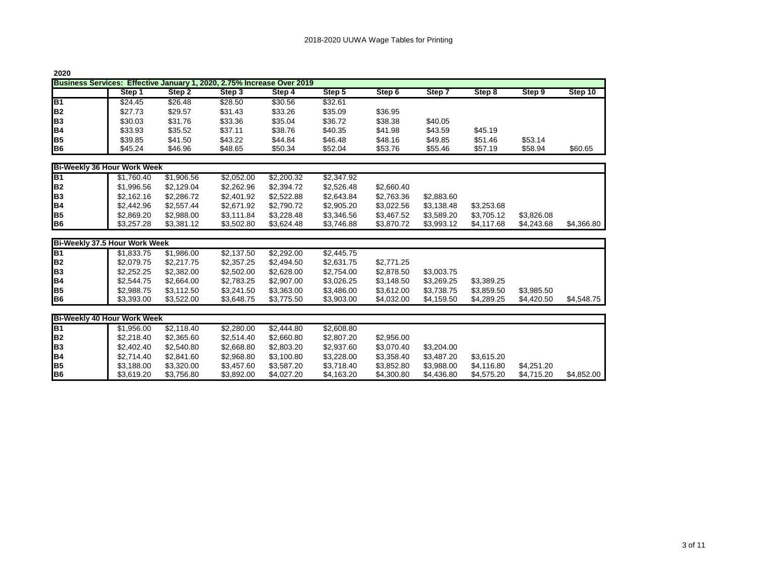# 2018-2020 UUWA Wage Tables for Printing

**2020**

| Business Services: Effective January 1, 2020, 2.75% Increase Over 2019 | Step 1 | Step 2 | Step 3 | Step 4 | Step 5 | Step 6 | Step 7 | Step 8 | Step 9 | Step 10 |
|---|---|---|---|---|---|---|---|---|---|---|
| **B1** | $24.45 | $26.48 | $28.50 | $30.56 | $32.61 | | | | | |
| **B2** | $27.73 | $29.57 | $31.43 | $33.26 | $35.09 | $36.95 | | | | |
| **B3** | $30.03 | $31.76 | $33.36 | $35.04 | $36.72 | $38.38 | $40.05 | | | |
| **B4** | $33.93 | $35.52 | $37.11 | $38.76 | $40.35 | $41.98 | $43.59 | $45.19 | | |
| **B5** | $39.85 | $41.50 | $43.22 | $44.84 | $46.48 | $48.16 | $49.85 | $51.46 | $53.14 | |
| **B6** | $45.24 | $46.96 | $48.65 | $50.34 | $52.04 | $53.76 | $55.46 | $57.19 | $58.94 | $60.65 |

| Bi-Weekly 36 Hour Work Week | | | | | | | | | | |
|---|---|---|---|---|---|---|---|---|---|---|
| **B1** | $1,760.40 | $1,906.56 | $2,052.00 | $2,200.32 | $2,347.92 | | | | | |
| **B2** | $1,996.56 | $2,129.04 | $2,262.96 | $2,394.72 | $2,526.48 | $2,660.40 | | | | |
| **B3** | $2,162.16 | $2,286.72 | $2,401.92 | $2,522.88 | $2,643.84 | $2,763.36 | $2,883.60 | | | |
| **B4** | $2,442.96 | $2,557.44 | $2,671.92 | $2,790.72 | $2,905.20 | $3,022.56 | $3,138.48 | $3,253.68 | | |
| **B5** | $2,869.20 | $2,988.00 | $3,111.84 | $3,228.48 | $3,346.56 | $3,467.52 | $3,589.20 | $3,705.12 | $3,826.08 | |
| **B6** | $3,257.28 | $3,381.12 | $3,502.80 | $3,624.48 | $3,746.88 | $3,870.72 | $3,993.12 | $4,117.68 | $4,243.68 | $4,366.80 |

| Bi-Weekly 37.5 Hour Work Week | | | | | | | | | | |
|---|---|---|---|---|---|---|---|---|---|---|
| **B1** | $1,833.75 | $1,986.00 | $2,137.50 | $2,292.00 | $2,445.75 | | | | | |
| **B2** | $2,079.75 | $2,217.75 | $2,357.25 | $2,494.50 | $2,631.75 | $2,771.25 | | | | |
| **B3** | $2,252.25 | $2,382.00 | $2,502.00 | $2,628.00 | $2,754.00 | $2,878.50 | $3,003.75 | | | |
| **B4** | $2,544.75 | $2,664.00 | $2,783.25 | $2,907.00 | $3,026.25 | $3,148.50 | $3,269.25 | $3,389.25 | | |
| **B5** | $2,988.75 | $3,112.50 | $3,241.50 | $3,363.00 | $3,486.00 | $3,612.00 | $3,738.75 | $3,859.50 | $3,985.50 | |
| **B6** | $3,393.00 | $3,522.00 | $3,648.75 | $3,775.50 | $3,903.00 | $4,032.00 | $4,159.50 | $4,289.25 | $4,420.50 | $4,548.75 |

| Bi-Weekly 40 Hour Work Week | | | | | | | | | | |
|---|---|---|---|---|---|---|---|---|---|---|
| **B1** | $1,956.00 | $2,118.40 | $2,280.00 | $2,444.80 | $2,608.80 | | | | | |
| **B2** | $2,218.40 | $2,365.60 | $2,514.40 | $2,660.80 | $2,807.20 | $2,956.00 | | | | |
| **B3** | $2,402.40 | $2,540.80 | $2,668.80 | $2,803.20 | $2,937.60 | $3,070.40 | $3,204.00 | | | |
| **B4** | $2,714.40 | $2,841.60 | $2,968.80 | $3,100.80 | $3,228.00 | $3,358.40 | $3,487.20 | $3,615.20 | | |
| **B5** | $3,188.00 | $3,320.00 | $3,457.60 | $3,587.20 | $3,718.40 | $3,852.80 | $3,988.00 | $4,116.80 | $4,251.20 | |
| **B6** | $3,619.20 | $3,756.80 | $3,892.00 | $4,027.20 | $4,163.20 | $4,300.80 | $4,436.80 | $4,575.20 | $4,715.20 | $4,852.00 |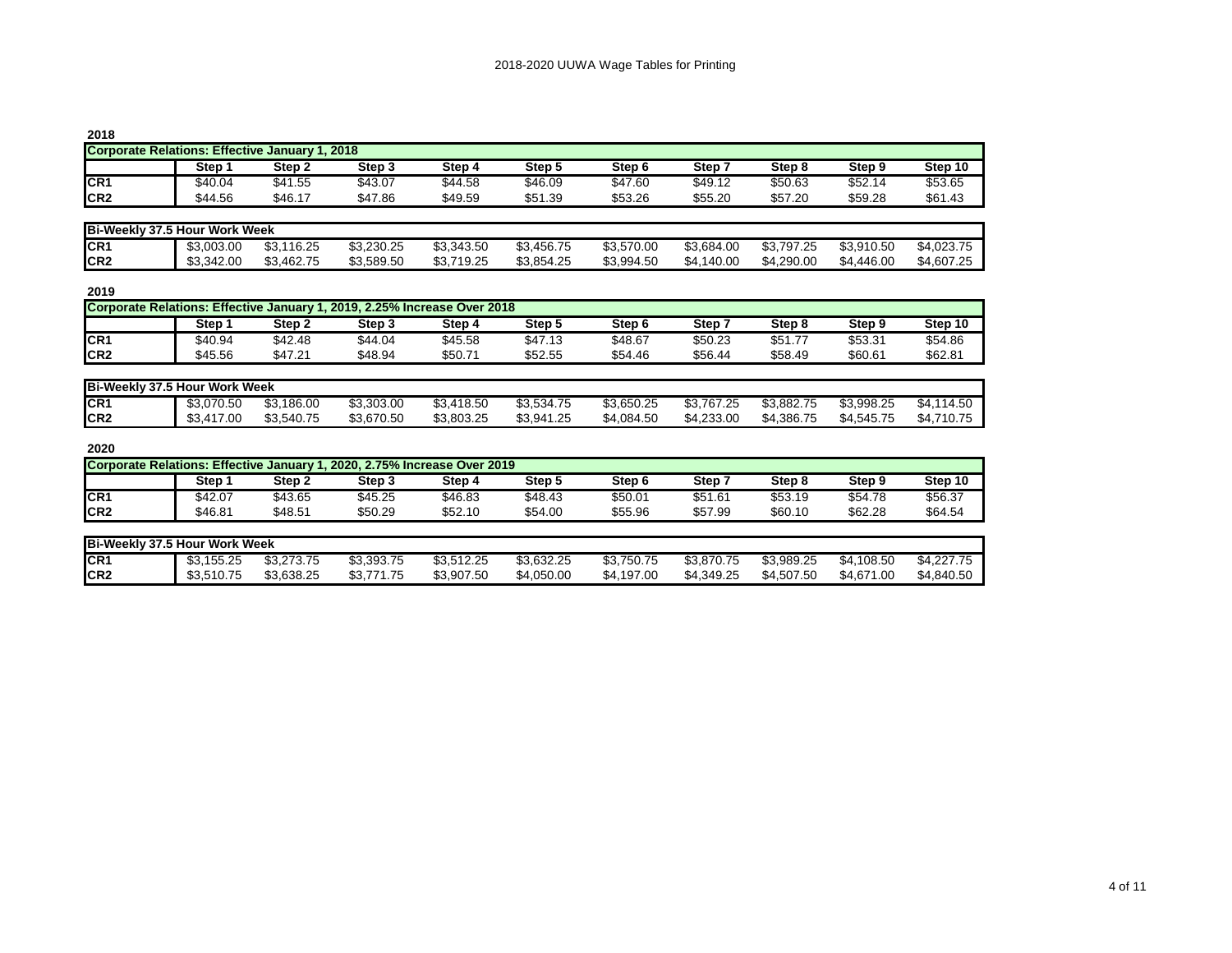2018-2020 UUWA Wage Tables for Printing

## 2018

| Corporate Relations: Effective January 1, 2018 | | | | | | | | | | |
|---|---|---|---|---|---|---|---|---|---|---|
| | Step 1 | Step 2 | Step 3 | Step 4 | Step 5 | Step 6 | Step 7 | Step 8 | Step 9 | Step 10 |
| CR1 | $40.04 | $41.55 | $43.07 | $44.58 | $46.09 | $47.60 | $49.12 | $50.63 | $52.14 | $53.65 |
| CR2 | $44.56 | $46.17 | $47.86 | $49.59 | $51.39 | $53.26 | $55.20 | $57.20 | $59.28 | $61.43 |

| Bi-Weekly 37.5 Hour Work Week | | | | | | | | | | |
|---|---|---|---|---|---|---|---|---|---|---|
| CR1 | $3,003.00 | $3,116.25 | $3,230.25 | $3,343.50 | $3,456.75 | $3,570.00 | $3,684.00 | $3,797.25 | $3,910.50 | $4,023.75 |
| CR2 | $3,342.00 | $3,462.75 | $3,589.50 | $3,719.25 | $3,854.25 | $3,994.50 | $4,140.00 | $4,290.00 | $4,446.00 | $4,607.25 |

## 2019

| Corporate Relations: Effective January 1, 2019, 2.25% Increase Over 2018 | | | | | | | | | | |
|---|---|---|---|---|---|---|---|---|---|---|
| | Step 1 | Step 2 | Step 3 | Step 4 | Step 5 | Step 6 | Step 7 | Step 8 | Step 9 | Step 10 |
| CR1 | $40.94 | $42.48 | $44.04 | $45.58 | $47.13 | $48.67 | $50.23 | $51.77 | $53.31 | $54.86 |
| CR2 | $45.56 | $47.21 | $48.94 | $50.71 | $52.55 | $54.46 | $56.44 | $58.49 | $60.61 | $62.81 |

| Bi-Weekly 37.5 Hour Work Week | | | | | | | | | | |
|---|---|---|---|---|---|---|---|---|---|---|
| CR1 | $3,070.50 | $3,186.00 | $3,303.00 | $3,418.50 | $3,534.75 | $3,650.25 | $3,767.25 | $3,882.75 | $3,998.25 | $4,114.50 |
| CR2 | $3,417.00 | $3,540.75 | $3,670.50 | $3,803.25 | $3,941.25 | $4,084.50 | $4,233.00 | $4,386.75 | $4,545.75 | $4,710.75 |

## 2020

| Corporate Relations: Effective January 1, 2020, 2.75% Increase Over 2019 | | | | | | | | | | |
|---|---|---|---|---|---|---|---|---|---|---|
| | Step 1 | Step 2 | Step 3 | Step 4 | Step 5 | Step 6 | Step 7 | Step 8 | Step 9 | Step 10 |
| CR1 | $42.07 | $43.65 | $45.25 | $46.83 | $48.43 | $50.01 | $51.61 | $53.19 | $54.78 | $56.37 |
| CR2 | $46.81 | $48.51 | $50.29 | $52.10 | $54.00 | $55.96 | $57.99 | $60.10 | $62.28 | $64.54 |

| Bi-Weekly 37.5 Hour Work Week | | | | | | | | | | |
|---|---|---|---|---|---|---|---|---|---|---|
| CR1 | $3,155.25 | $3,273.75 | $3,393.75 | $3,512.25 | $3,632.25 | $3,750.75 | $3,870.75 | $3,989.25 | $4,108.50 | $4,227.75 |
| CR2 | $3,510.75 | $3,638.25 | $3,771.75 | $3,907.50 | $4,050.00 | $4,197.00 | $4,349.25 | $4,507.50 | $4,671.00 | $4,840.50 |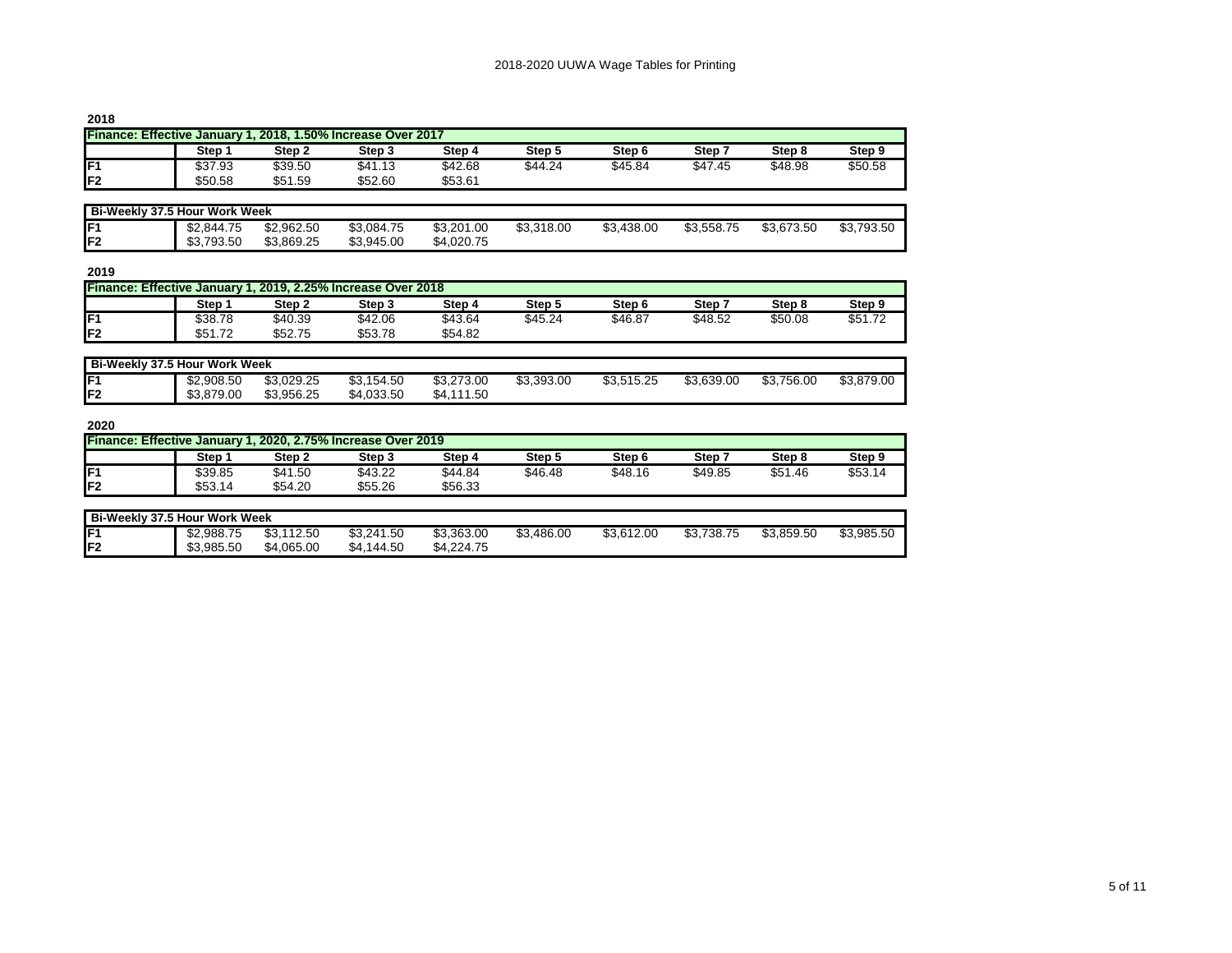## 2018

| Finance: Effective January 1, 2018, 1.50% Increase Over 2017 | | | | | | | | | |
|---|---|---|---|---|---|---|---|---|---|
| | Step 1 | Step 2 | Step 3 | Step 4 | Step 5 | Step 6 | Step 7 | Step 8 | Step 9 |
| F1 | $37.93 | $39.50 | $41.13 | $42.68 | $44.24 | $45.84 | $47.45 | $48.98 | $50.58 |
| F2 | $50.58 | $51.59 | $52.60 | $53.61 | | | | | |

| Bi-Weekly 37.5 Hour Work Week | | | | | | | | | |
|---|---|---|---|---|---|---|---|---|---|
| F1 | $2,844.75 | $2,962.50 | $3,084.75 | $3,201.00 | $3,318.00 | $3,438.00 | $3,558.75 | $3,673.50 | $3,793.50 |
| F2 | $3,793.50 | $3,869.25 | $3,945.00 | $4,020.75 | | | | | |

## 2019

| Finance: Effective January 1, 2019, 2.25% Increase Over 2018 | | | | | | | | | |
|---|---|---|---|---|---|---|---|---|---|
| | Step 1 | Step 2 | Step 3 | Step 4 | Step 5 | Step 6 | Step 7 | Step 8 | Step 9 |
| F1 | $38.78 | $40.39 | $42.06 | $43.64 | $45.24 | $46.87 | $48.52 | $50.08 | $51.72 |
| F2 | $51.72 | $52.75 | $53.78 | $54.82 | | | | | |

| Bi-Weekly 37.5 Hour Work Week | | | | | | | | | |
|---|---|---|---|---|---|---|---|---|---|
| F1 | $2,908.50 | $3,029.25 | $3,154.50 | $3,273.00 | $3,393.00 | $3,515.25 | $3,639.00 | $3,756.00 | $3,879.00 |
| F2 | $3,879.00 | $3,956.25 | $4,033.50 | $4,111.50 | | | | | |

## 2020

| Finance: Effective January 1, 2020, 2.75% Increase Over 2019 | | | | | | | | | |
|---|---|---|---|---|---|---|---|---|---|
| | Step 1 | Step 2 | Step 3 | Step 4 | Step 5 | Step 6 | Step 7 | Step 8 | Step 9 |
| F1 | $39.85 | $41.50 | $43.22 | $44.84 | $46.48 | $48.16 | $49.85 | $51.46 | $53.14 |
| F2 | $53.14 | $54.20 | $55.26 | $56.33 | | | | | |

| Bi-Weekly 37.5 Hour Work Week | | | | | | | | | |
|---|---|---|---|---|---|---|---|---|---|
| F1 | $2,988.75 | $3,112.50 | $3,241.50 | $3,363.00 | $3,486.00 | $3,612.00 | $3,738.75 | $3,859.50 | $3,985.50 |
| F2 | $3,985.50 | $4,065.00 | $4,144.50 | $4,224.75 | | | | | |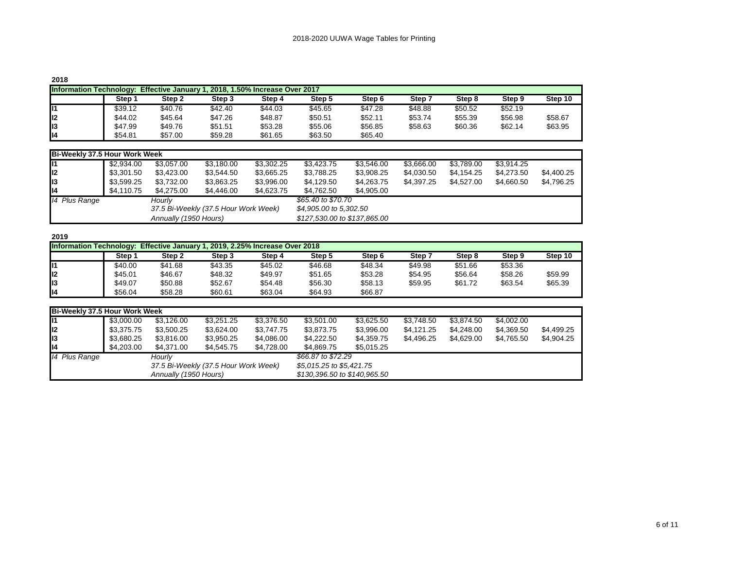2018-2020 UUWA Wage Tables for Printing

**2018**

| Information Technology: Effective January 1, 2018, 1.50% Increase Over 2017 | | | | | | | | | | |
|---|---|---|---|---|---|---|---|---|---|---|
| | Step 1 | Step 2 | Step 3 | Step 4 | Step 5 | Step 6 | Step 7 | Step 8 | Step 9 | Step 10 |
| I1 | $39.12 | $40.76 | $42.40 | $44.03 | $45.65 | $47.28 | $48.88 | $50.52 | $52.19 | |
| I2 | $44.02 | $45.64 | $47.26 | $48.87 | $50.51 | $52.11 | $53.74 | $55.39 | $56.98 | $58.67 |
| I3 | $47.99 | $49.76 | $51.51 | $53.28 | $55.06 | $56.85 | $58.63 | $60.36 | $62.14 | $63.95 |
| I4 | $54.81 | $57.00 | $59.28 | $61.65 | $63.50 | $65.40 | | | | |

| Bi-Weekly 37.5 Hour Work Week | | | | | | | | | | |
|---|---|---|---|---|---|---|---|---|---|---|
| I1 | $2,934.00 | $3,057.00 | $3,180.00 | $3,302.25 | $3,423.75 | $3,546.00 | $3,666.00 | $3,789.00 | $3,914.25 | |
| I2 | $3,301.50 | $3,423.00 | $3,544.50 | $3,665.25 | $3,788.25 | $3,908.25 | $4,030.50 | $4,154.25 | $4,273.50 | $4,400.25 |
| I3 | $3,599.25 | $3,732.00 | $3,863.25 | $3,996.00 | $4,129.50 | $4,263.75 | $4,397.25 | $4,527.00 | $4,660.50 | $4,796.25 |
| I4 | $4,110.75 | $4,275.00 | $4,446.00 | $4,623.75 | $4,762.50 | $4,905.00 | | | | |
| *I4 Plus Range* | | *Hourly* | | | *$65.40 to $70.70* | | | | | |
| | | *37.5 Bi-Weekly (37.5 Hour Work Week)* | | | *$4,905.00 to 5,302.50* | | | | | |
| | | *Annually (1950 Hours)* | | | *$127,530.00 to $137,865.00* | | | | | |

**2019**

| Information Technology: Effective January 1, 2019, 2.25% Increase Over 2018 | | | | | | | | | | |
|---|---|---|---|---|---|---|---|---|---|---|
| | Step 1 | Step 2 | Step 3 | Step 4 | Step 5 | Step 6 | Step 7 | Step 8 | Step 9 | Step 10 |
| I1 | $40.00 | $41.68 | $43.35 | $45.02 | $46.68 | $48.34 | $49.98 | $51.66 | $53.36 | |
| I2 | $45.01 | $46.67 | $48.32 | $49.97 | $51.65 | $53.28 | $54.95 | $56.64 | $58.26 | $59.99 |
| I3 | $49.07 | $50.88 | $52.67 | $54.48 | $56.30 | $58.13 | $59.95 | $61.72 | $63.54 | $65.39 |
| I4 | $56.04 | $58.28 | $60.61 | $63.04 | $64.93 | $66.87 | | | | |

| Bi-Weekly 37.5 Hour Work Week | | | | | | | | | | |
|---|---|---|---|---|---|---|---|---|---|---|
| I1 | $3,000.00 | $3,126.00 | $3,251.25 | $3,376.50 | $3,501.00 | $3,625.50 | $3,748.50 | $3,874.50 | $4,002.00 | |
| I2 | $3,375.75 | $3,500.25 | $3,624.00 | $3,747.75 | $3,873.75 | $3,996.00 | $4,121.25 | $4,248.00 | $4,369.50 | $4,499.25 |
| I3 | $3,680.25 | $3,816.00 | $3,950.25 | $4,086.00 | $4,222.50 | $4,359.75 | $4,496.25 | $4,629.00 | $4,765.50 | $4,904.25 |
| I4 | $4,203.00 | $4,371.00 | $4,545.75 | $4,728.00 | $4,869.75 | $5,015.25 | | | | |
| *I4 Plus Range* | | *Hourly* | | | *$66.87 to $72.29* | | | | | |
| | | *37.5 Bi-Weekly (37.5 Hour Work Week)* | | | *$5,015.25 to $5,421.75* | | | | | |
| | | *Annually (1950 Hours)* | | | *$130,396.50 to $140,965.50* | | | | | |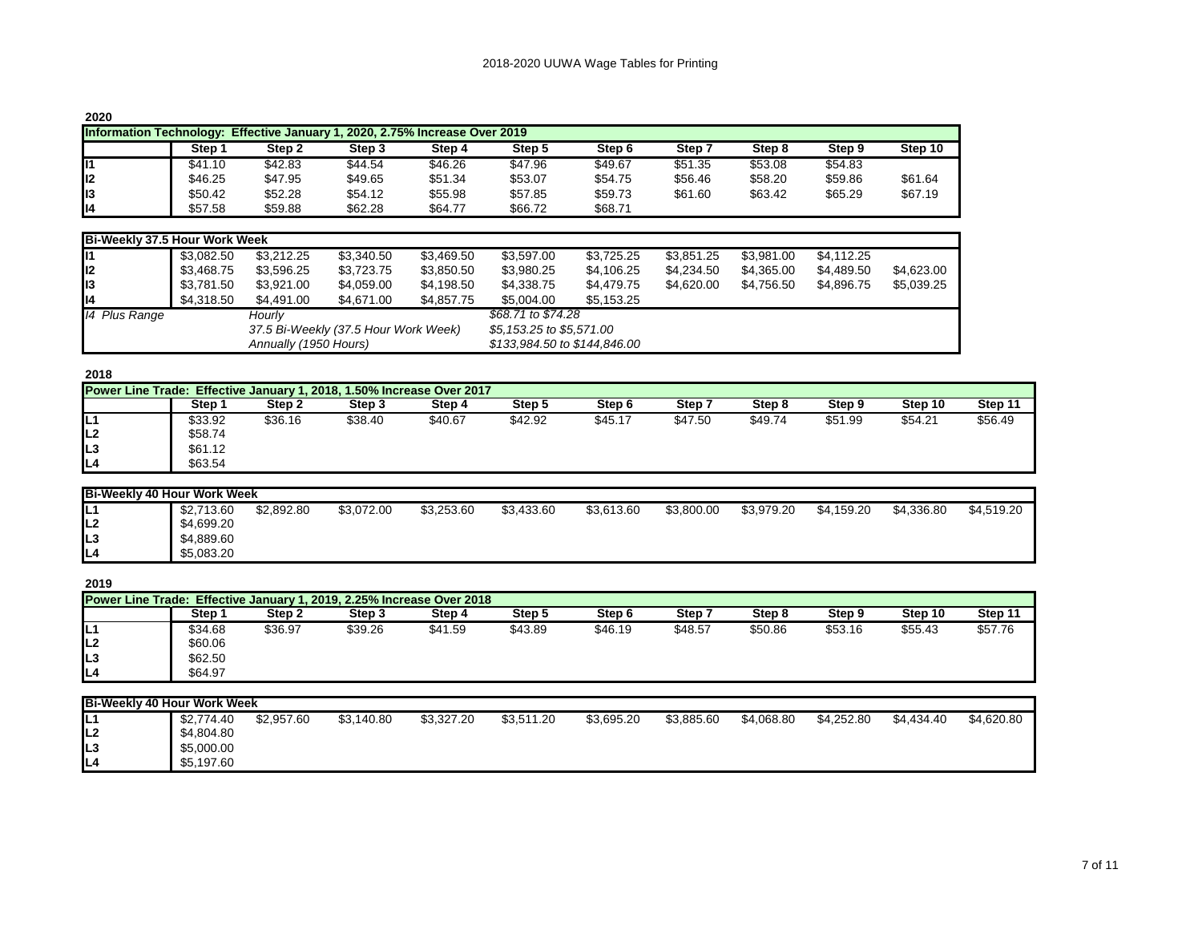2018-2020 UUWA Wage Tables for Printing

**2020**

| Information Technology: Effective January 1, 2020, 2.75% Increase Over 2019 | | | | | | | | | | |
|---|---|---|---|---|---|---|---|---|---|---|
| | Step 1 | Step 2 | Step 3 | Step 4 | Step 5 | Step 6 | Step 7 | Step 8 | Step 9 | Step 10 |
| I1 | $41.10 | $42.83 | $44.54 | $46.26 | $47.96 | $49.67 | $51.35 | $53.08 | $54.83 | |
| I2 | $46.25 | $47.95 | $49.65 | $51.34 | $53.07 | $54.75 | $56.46 | $58.20 | $59.86 | $61.64 |
| I3 | $50.42 | $52.28 | $54.12 | $55.98 | $57.85 | $59.73 | $61.60 | $63.42 | $65.29 | $67.19 |
| I4 | $57.58 | $59.88 | $62.28 | $64.77 | $66.72 | $68.71 | | | | |

| Bi-Weekly 37.5 Hour Work Week | | | | | | | | | | |
|---|---|---|---|---|---|---|---|---|---|---|
| I1 | $3,082.50 | $3,212.25 | $3,340.50 | $3,469.50 | $3,597.00 | $3,725.25 | $3,851.25 | $3,981.00 | $4,112.25 | |
| I2 | $3,468.75 | $3,596.25 | $3,723.75 | $3,850.50 | $3,980.25 | $4,106.25 | $4,234.50 | $4,365.00 | $4,489.50 | $4,623.00 |
| I3 | $3,781.50 | $3,921.00 | $4,059.00 | $4,198.50 | $4,338.75 | $4,479.75 | $4,620.00 | $4,756.50 | $4,896.75 | $5,039.25 |
| I4 | $4,318.50 | $4,491.00 | $4,671.00 | $4,857.75 | $5,004.00 | $5,153.25 | | | | |
| *I4 Plus Range* | | *Hourly* | | | *$68.71 to $74.28* | | | | | |
| | | *37.5 Bi-Weekly (37.5 Hour Work Week)* | | | *$5,153.25 to $5,571.00* | | | | | |
| | | *Annually (1950 Hours)* | | | *$133,984.50 to $144,846.00* | | | | | |

**2018**

| Power Line Trade: Effective January 1, 2018, 1.50% Increase Over 2017 | | | | | | | | | | | |
|---|---|---|---|---|---|---|---|---|---|---|---|
| | Step 1 | Step 2 | Step 3 | Step 4 | Step 5 | Step 6 | Step 7 | Step 8 | Step 9 | Step 10 | Step 11 |
| L1 | $33.92 | $36.16 | $38.40 | $40.67 | $42.92 | $45.17 | $47.50 | $49.74 | $51.99 | $54.21 | $56.49 |
| L2 | $58.74 | | | | | | | | | | |
| L3 | $61.12 | | | | | | | | | | |
| L4 | $63.54 | | | | | | | | | | |

| Bi-Weekly 40 Hour Work Week | | | | | | | | | | | |
|---|---|---|---|---|---|---|---|---|---|---|---|
| L1 | $2,713.60 | $2,892.80 | $3,072.00 | $3,253.60 | $3,433.60 | $3,613.60 | $3,800.00 | $3,979.20 | $4,159.20 | $4,336.80 | $4,519.20 |
| L2 | $4,699.20 | | | | | | | | | | |
| L3 | $4,889.60 | | | | | | | | | | |
| L4 | $5,083.20 | | | | | | | | | | |

**2019**

| Power Line Trade: Effective January 1, 2019, 2.25% Increase Over 2018 | | | | | | | | | | | |
|---|---|---|---|---|---|---|---|---|---|---|---|
| | Step 1 | Step 2 | Step 3 | Step 4 | Step 5 | Step 6 | Step 7 | Step 8 | Step 9 | Step 10 | Step 11 |
| L1 | $34.68 | $36.97 | $39.26 | $41.59 | $43.89 | $46.19 | $48.57 | $50.86 | $53.16 | $55.43 | $57.76 |
| L2 | $60.06 | | | | | | | | | | |
| L3 | $62.50 | | | | | | | | | | |
| L4 | $64.97 | | | | | | | | | | |

| Bi-Weekly 40 Hour Work Week | | | | | | | | | | | |
|---|---|---|---|---|---|---|---|---|---|---|---|
| L1 | $2,774.40 | $2,957.60 | $3,140.80 | $3,327.20 | $3,511.20 | $3,695.20 | $3,885.60 | $4,068.80 | $4,252.80 | $4,434.40 | $4,620.80 |
| L2 | $4,804.80 | | | | | | | | | | |
| L3 | $5,000.00 | | | | | | | | | | |
| L4 | $5,197.60 | | | | | | | | | | |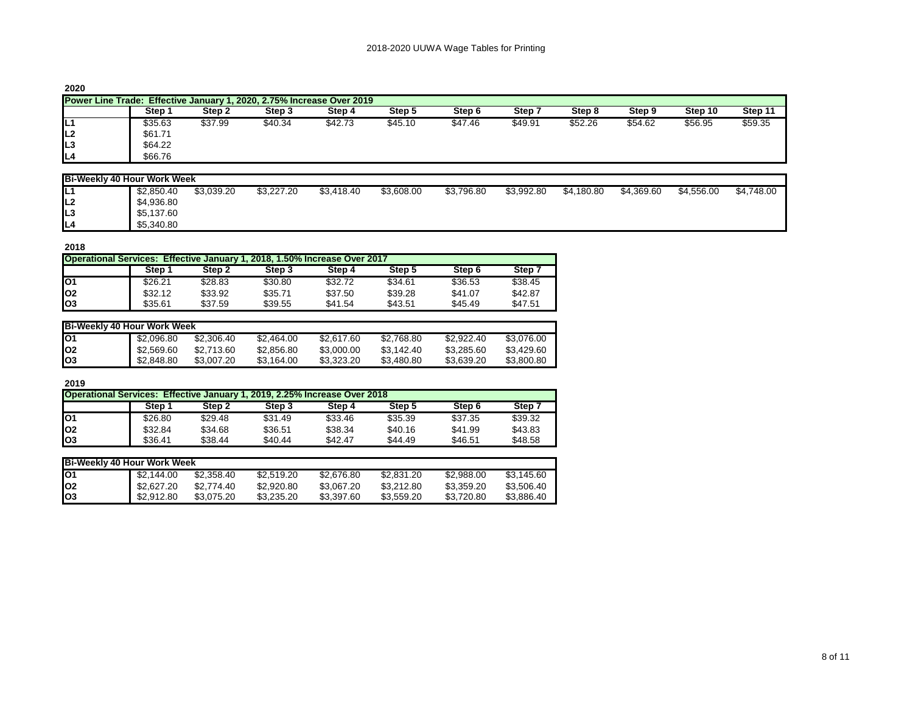2018-2020 UUWA Wage Tables for Printing

**2020**

| Power Line Trade: Effective January 1, 2020, 2.75% Increase Over 2019 | | | | | | | | | | | |
|---|---|---|---|---|---|---|---|---|---|---|---|
| | Step 1 | Step 2 | Step 3 | Step 4 | Step 5 | Step 6 | Step 7 | Step 8 | Step 9 | Step 10 | Step 11 |
| L1 | $35.63 | $37.99 | $40.34 | $42.73 | $45.10 | $47.46 | $49.91 | $52.26 | $54.62 | $56.95 | $59.35 |
| L2 | $61.71 | | | | | | | | | | |
| L3 | $64.22 | | | | | | | | | | |
| L4 | $66.76 | | | | | | | | | | |

| Bi-Weekly 40 Hour Work Week | | | | | | | | | | | |
|---|---|---|---|---|---|---|---|---|---|---|---|
| L1 | $2,850.40 | $3,039.20 | $3,227.20 | $3,418.40 | $3,608.00 | $3,796.80 | $3,992.80 | $4,180.80 | $4,369.60 | $4,556.00 | $4,748.00 |
| L2 | $4,936.80 | | | | | | | | | | |
| L3 | $5,137.60 | | | | | | | | | | |
| L4 | $5,340.80 | | | | | | | | | | |

**2018**

| Operational Services: Effective January 1, 2018, 1.50% Increase Over 2017 | | | | | | | |
|---|---|---|---|---|---|---|---|
| | Step 1 | Step 2 | Step 3 | Step 4 | Step 5 | Step 6 | Step 7 |
| O1 | $26.21 | $28.83 | $30.80 | $32.72 | $34.61 | $36.53 | $38.45 |
| O2 | $32.12 | $33.92 | $35.71 | $37.50 | $39.28 | $41.07 | $42.87 |
| O3 | $35.61 | $37.59 | $39.55 | $41.54 | $43.51 | $45.49 | $47.51 |

| Bi-Weekly 40 Hour Work Week | | | | | | | |
|---|---|---|---|---|---|---|---|
| O1 | $2,096.80 | $2,306.40 | $2,464.00 | $2,617.60 | $2,768.80 | $2,922.40 | $3,076.00 |
| O2 | $2,569.60 | $2,713.60 | $2,856.80 | $3,000.00 | $3,142.40 | $3,285.60 | $3,429.60 |
| O3 | $2,848.80 | $3,007.20 | $3,164.00 | $3,323.20 | $3,480.80 | $3,639.20 | $3,800.80 |

**2019**

| Operational Services: Effective January 1, 2019, 2.25% Increase Over 2018 | | | | | | | |
|---|---|---|---|---|---|---|---|
| | Step 1 | Step 2 | Step 3 | Step 4 | Step 5 | Step 6 | Step 7 |
| O1 | $26.80 | $29.48 | $31.49 | $33.46 | $35.39 | $37.35 | $39.32 |
| O2 | $32.84 | $34.68 | $36.51 | $38.34 | $40.16 | $41.99 | $43.83 |
| O3 | $36.41 | $38.44 | $40.44 | $42.47 | $44.49 | $46.51 | $48.58 |

| Bi-Weekly 40 Hour Work Week | | | | | | | |
|---|---|---|---|---|---|---|---|
| O1 | $2,144.00 | $2,358.40 | $2,519.20 | $2,676.80 | $2,831.20 | $2,988.00 | $3,145.60 |
| O2 | $2,627.20 | $2,774.40 | $2,920.80 | $3,067.20 | $3,212.80 | $3,359.20 | $3,506.40 |
| O3 | $2,912.80 | $3,075.20 | $3,235.20 | $3,397.60 | $3,559.20 | $3,720.80 | $3,886.40 |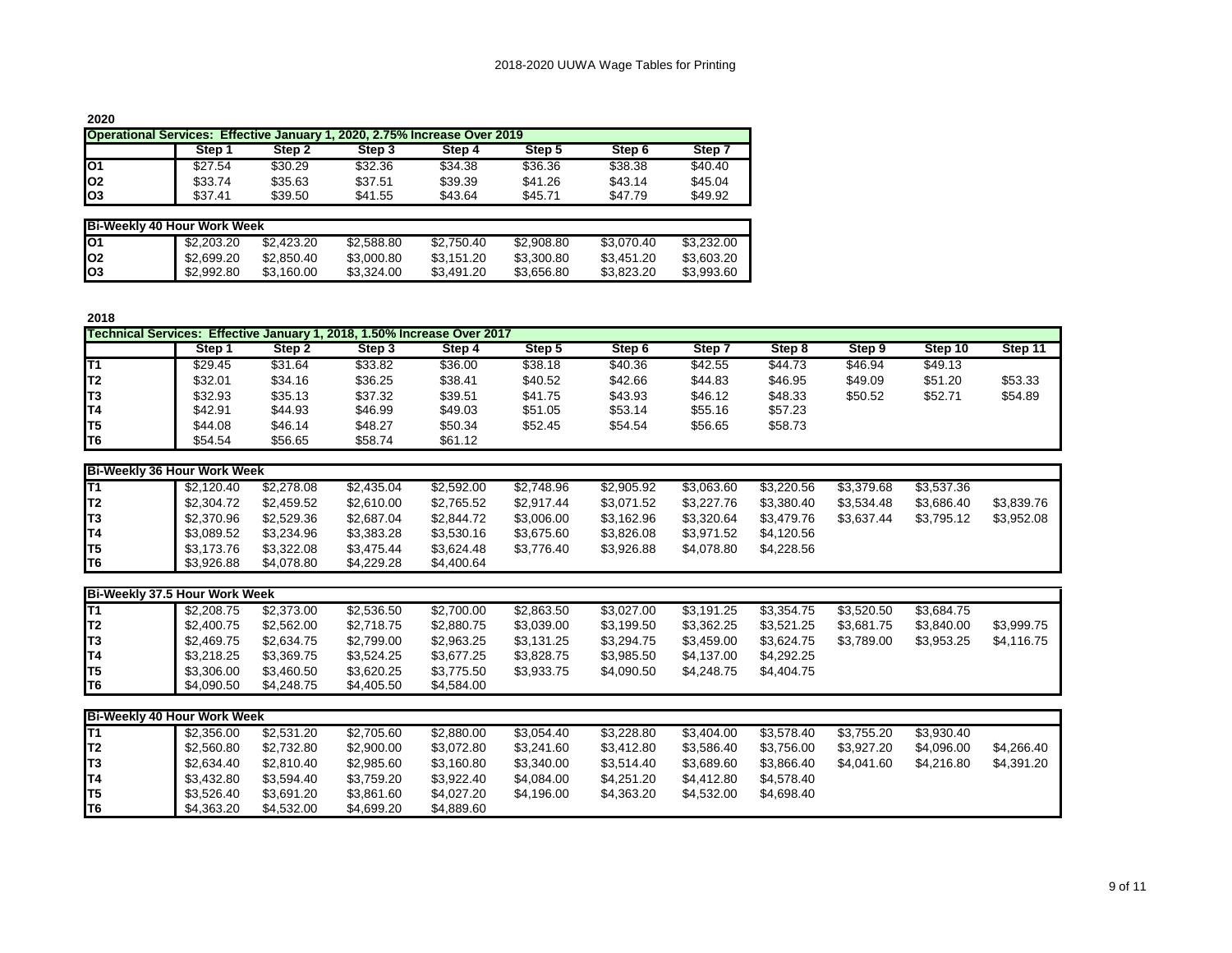# 2018-2020 UUWA Wage Tables for Printing

**2020**

| Operational Services: Effective January 1, 2020, 2.75% Increase Over 2019 | | | | | | | |
|---|---|---|---|---|---|---|---|
| | Step 1 | Step 2 | Step 3 | Step 4 | Step 5 | Step 6 | Step 7 |
| O1 | $27.54 | $30.29 | $32.36 | $34.38 | $36.36 | $38.38 | $40.40 |
| O2 | $33.74 | $35.63 | $37.51 | $39.39 | $41.26 | $43.14 | $45.04 |
| O3 | $37.41 | $39.50 | $41.55 | $43.64 | $45.71 | $47.79 | $49.92 |

| Bi-Weekly 40 Hour Work Week | | | | | | | |
|---|---|---|---|---|---|---|---|
| O1 | $2,203.20 | $2,423.20 | $2,588.80 | $2,750.40 | $2,908.80 | $3,070.40 | $3,232.00 |
| O2 | $2,699.20 | $2,850.40 | $3,000.80 | $3,151.20 | $3,300.80 | $3,451.20 | $3,603.20 |
| O3 | $2,992.80 | $3,160.00 | $3,324.00 | $3,491.20 | $3,656.80 | $3,823.20 | $3,993.60 |

**2018**

| Technical Services: Effective January 1, 2018, 1.50% Increase Over 2017 | | | | | | | | | | | |
|---|---|---|---|---|---|---|---|---|---|---|---|
| | Step 1 | Step 2 | Step 3 | Step 4 | Step 5 | Step 6 | Step 7 | Step 8 | Step 9 | Step 10 | Step 11 |
| T1 | $29.45 | $31.64 | $33.82 | $36.00 | $38.18 | $40.36 | $42.55 | $44.73 | $46.94 | $49.13 | |
| T2 | $32.01 | $34.16 | $36.25 | $38.41 | $40.52 | $42.66 | $44.83 | $46.95 | $49.09 | $51.20 | $53.33 |
| T3 | $32.93 | $35.13 | $37.32 | $39.51 | $41.75 | $43.93 | $46.12 | $48.33 | $50.52 | $52.71 | $54.89 |
| T4 | $42.91 | $44.93 | $46.99 | $49.03 | $51.05 | $53.14 | $55.16 | $57.23 | | | |
| T5 | $44.08 | $46.14 | $48.27 | $50.34 | $52.45 | $54.54 | $56.65 | $58.73 | | | |
| T6 | $54.54 | $56.65 | $58.74 | $61.12 | | | | | | | |

| Bi-Weekly 36 Hour Work Week | | | | | | | | | | | |
|---|---|---|---|---|---|---|---|---|---|---|---|
| T1 | $2,120.40 | $2,278.08 | $2,435.04 | $2,592.00 | $2,748.96 | $2,905.92 | $3,063.60 | $3,220.56 | $3,379.68 | $3,537.36 | |
| T2 | $2,304.72 | $2,459.52 | $2,610.00 | $2,765.52 | $2,917.44 | $3,071.52 | $3,227.76 | $3,380.40 | $3,534.48 | $3,686.40 | $3,839.76 |
| T3 | $2,370.96 | $2,529.36 | $2,687.04 | $2,844.72 | $3,006.00 | $3,162.96 | $3,320.64 | $3,479.76 | $3,637.44 | $3,795.12 | $3,952.08 |
| T4 | $3,089.52 | $3,234.96 | $3,383.28 | $3,530.16 | $3,675.60 | $3,826.08 | $3,971.52 | $4,120.56 | | | |
| T5 | $3,173.76 | $3,322.08 | $3,475.44 | $3,624.48 | $3,776.40 | $3,926.88 | $4,078.80 | $4,228.56 | | | |
| T6 | $3,926.88 | $4,078.80 | $4,229.28 | $4,400.64 | | | | | | | |

| Bi-Weekly 37.5 Hour Work Week | | | | | | | | | | | |
|---|---|---|---|---|---|---|---|---|---|---|---|
| T1 | $2,208.75 | $2,373.00 | $2,536.50 | $2,700.00 | $2,863.50 | $3,027.00 | $3,191.25 | $3,354.75 | $3,520.50 | $3,684.75 | |
| T2 | $2,400.75 | $2,562.00 | $2,718.75 | $2,880.75 | $3,039.00 | $3,199.50 | $3,362.25 | $3,521.25 | $3,681.75 | $3,840.00 | $3,999.75 |
| T3 | $2,469.75 | $2,634.75 | $2,799.00 | $2,963.25 | $3,131.25 | $3,294.75 | $3,459.00 | $3,624.75 | $3,789.00 | $3,953.25 | $4,116.75 |
| T4 | $3,218.25 | $3,369.75 | $3,524.25 | $3,677.25 | $3,828.75 | $3,985.50 | $4,137.00 | $4,292.25 | | | |
| T5 | $3,306.00 | $3,460.50 | $3,620.25 | $3,775.50 | $3,933.75 | $4,090.50 | $4,248.75 | $4,404.75 | | | |
| T6 | $4,090.50 | $4,248.75 | $4,405.50 | $4,584.00 | | | | | | | |

| Bi-Weekly 40 Hour Work Week | | | | | | | | | | | |
|---|---|---|---|---|---|---|---|---|---|---|---|
| T1 | $2,356.00 | $2,531.20 | $2,705.60 | $2,880.00 | $3,054.40 | $3,228.80 | $3,404.00 | $3,578.40 | $3,755.20 | $3,930.40 | |
| T2 | $2,560.80 | $2,732.80 | $2,900.00 | $3,072.80 | $3,241.60 | $3,412.80 | $3,586.40 | $3,756.00 | $3,927.20 | $4,096.00 | $4,266.40 |
| T3 | $2,634.40 | $2,810.40 | $2,985.60 | $3,160.80 | $3,340.00 | $3,514.40 | $3,689.60 | $3,866.40 | $4,041.60 | $4,216.80 | $4,391.20 |
| T4 | $3,432.80 | $3,594.40 | $3,759.20 | $3,922.40 | $4,084.00 | $4,251.20 | $4,412.80 | $4,578.40 | | | |
| T5 | $3,526.40 | $3,691.20 | $3,861.60 | $4,027.20 | $4,196.00 | $4,363.20 | $4,532.00 | $4,698.40 | | | |
| T6 | $4,363.20 | $4,532.00 | $4,699.20 | $4,889.60 | | | | | | | |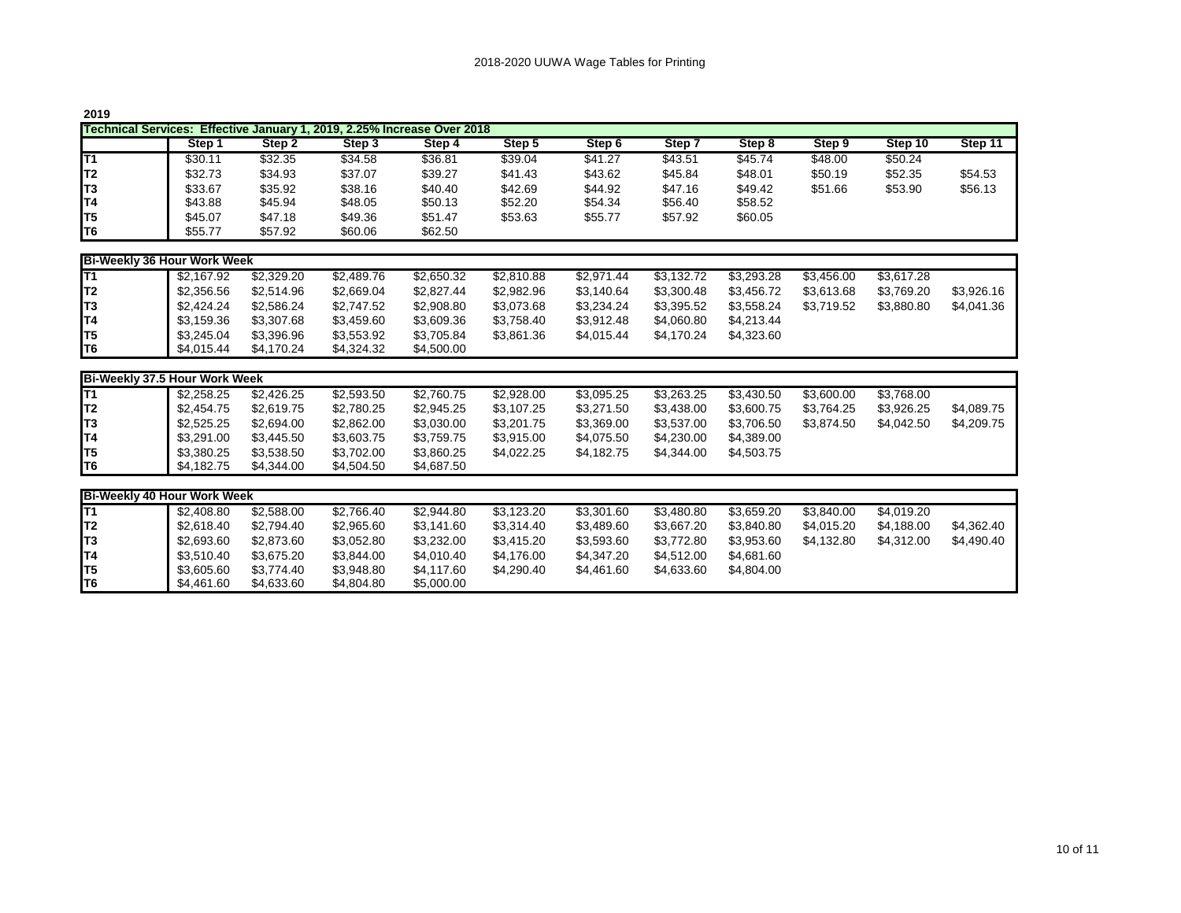## 2019

### Technical Services: Effective January 1, 2019, 2.25% Increase Over 2018

| | Step 1 | Step 2 | Step 3 | Step 4 | Step 5 | Step 6 | Step 7 | Step 8 | Step 9 | Step 10 | Step 11 |
|---|---|---|---|---|---|---|---|---|---|---|---|
| T1 | $30.11 | $32.35 | $34.58 | $36.81 | $39.04 | $41.27 | $43.51 | $45.74 | $48.00 | $50.24 | |
| T2 | $32.73 | $34.93 | $37.07 | $39.27 | $41.43 | $43.62 | $45.84 | $48.01 | $50.19 | $52.35 | $54.53 |
| T3 | $33.67 | $35.92 | $38.16 | $40.40 | $42.69 | $44.92 | $47.16 | $49.42 | $51.66 | $53.90 | $56.13 |
| T4 | $43.88 | $45.94 | $48.05 | $50.13 | $52.20 | $54.34 | $56.40 | $58.52 | | | |
| T5 | $45.07 | $47.18 | $49.36 | $51.47 | $53.63 | $55.77 | $57.92 | $60.05 | | | |
| T6 | $55.77 | $57.92 | $60.06 | $62.50 | | | | | | | |

### Bi-Weekly 36 Hour Work Week

| | Step 1 | Step 2 | Step 3 | Step 4 | Step 5 | Step 6 | Step 7 | Step 8 | Step 9 | Step 10 | Step 11 |
|---|---|---|---|---|---|---|---|---|---|---|---|
| T1 | $2,167.92 | $2,329.20 | $2,489.76 | $2,650.32 | $2,810.88 | $2,971.44 | $3,132.72 | $3,293.28 | $3,456.00 | $3,617.28 | |
| T2 | $2,356.56 | $2,514.96 | $2,669.04 | $2,827.44 | $2,982.96 | $3,140.64 | $3,300.48 | $3,456.72 | $3,613.68 | $3,769.20 | $3,926.16 |
| T3 | $2,424.24 | $2,586.24 | $2,747.52 | $2,908.80 | $3,073.68 | $3,234.24 | $3,395.52 | $3,558.24 | $3,719.52 | $3,880.80 | $4,041.36 |
| T4 | $3,159.36 | $3,307.68 | $3,459.60 | $3,609.36 | $3,758.40 | $3,912.48 | $4,060.80 | $4,213.44 | | | |
| T5 | $3,245.04 | $3,396.96 | $3,553.92 | $3,705.84 | $3,861.36 | $4,015.44 | $4,170.24 | $4,323.60 | | | |
| T6 | $4,015.44 | $4,170.24 | $4,324.32 | $4,500.00 | | | | | | | |

### Bi-Weekly 37.5 Hour Work Week

| | Step 1 | Step 2 | Step 3 | Step 4 | Step 5 | Step 6 | Step 7 | Step 8 | Step 9 | Step 10 | Step 11 |
|---|---|---|---|---|---|---|---|---|---|---|---|
| T1 | $2,258.25 | $2,426.25 | $2,593.50 | $2,760.75 | $2,928.00 | $3,095.25 | $3,263.25 | $3,430.50 | $3,600.00 | $3,768.00 | |
| T2 | $2,454.75 | $2,619.75 | $2,780.25 | $2,945.25 | $3,107.25 | $3,271.50 | $3,438.00 | $3,600.75 | $3,764.25 | $3,926.25 | $4,089.75 |
| T3 | $2,525.25 | $2,694.00 | $2,862.00 | $3,030.00 | $3,201.75 | $3,369.00 | $3,537.00 | $3,706.50 | $3,874.50 | $4,042.50 | $4,209.75 |
| T4 | $3,291.00 | $3,445.50 | $3,603.75 | $3,759.75 | $3,915.00 | $4,075.50 | $4,230.00 | $4,389.00 | | | |
| T5 | $3,380.25 | $3,538.50 | $3,702.00 | $3,860.25 | $4,022.25 | $4,182.75 | $4,344.00 | $4,503.75 | | | |
| T6 | $4,182.75 | $4,344.00 | $4,504.50 | $4,687.50 | | | | | | | |

### Bi-Weekly 40 Hour Work Week

| | Step 1 | Step 2 | Step 3 | Step 4 | Step 5 | Step 6 | Step 7 | Step 8 | Step 9 | Step 10 | Step 11 |
|---|---|---|---|---|---|---|---|---|---|---|---|
| T1 | $2,408.80 | $2,588.00 | $2,766.40 | $2,944.80 | $3,123.20 | $3,301.60 | $3,480.80 | $3,659.20 | $3,840.00 | $4,019.20 | |
| T2 | $2,618.40 | $2,794.40 | $2,965.60 | $3,141.60 | $3,314.40 | $3,489.60 | $3,667.20 | $3,840.80 | $4,015.20 | $4,188.00 | $4,362.40 |
| T3 | $2,693.60 | $2,873.60 | $3,052.80 | $3,232.00 | $3,415.20 | $3,593.60 | $3,772.80 | $3,953.60 | $4,132.80 | $4,312.00 | $4,490.40 |
| T4 | $3,510.40 | $3,675.20 | $3,844.00 | $4,010.40 | $4,176.00 | $4,347.20 | $4,512.00 | $4,681.60 | | | |
| T5 | $3,605.60 | $3,774.40 | $3,948.80 | $4,117.60 | $4,290.40 | $4,461.60 | $4,633.60 | $4,804.00 | | | |
| T6 | $4,461.60 | $4,633.60 | $4,804.80 | $5,000.00 | | | | | | | |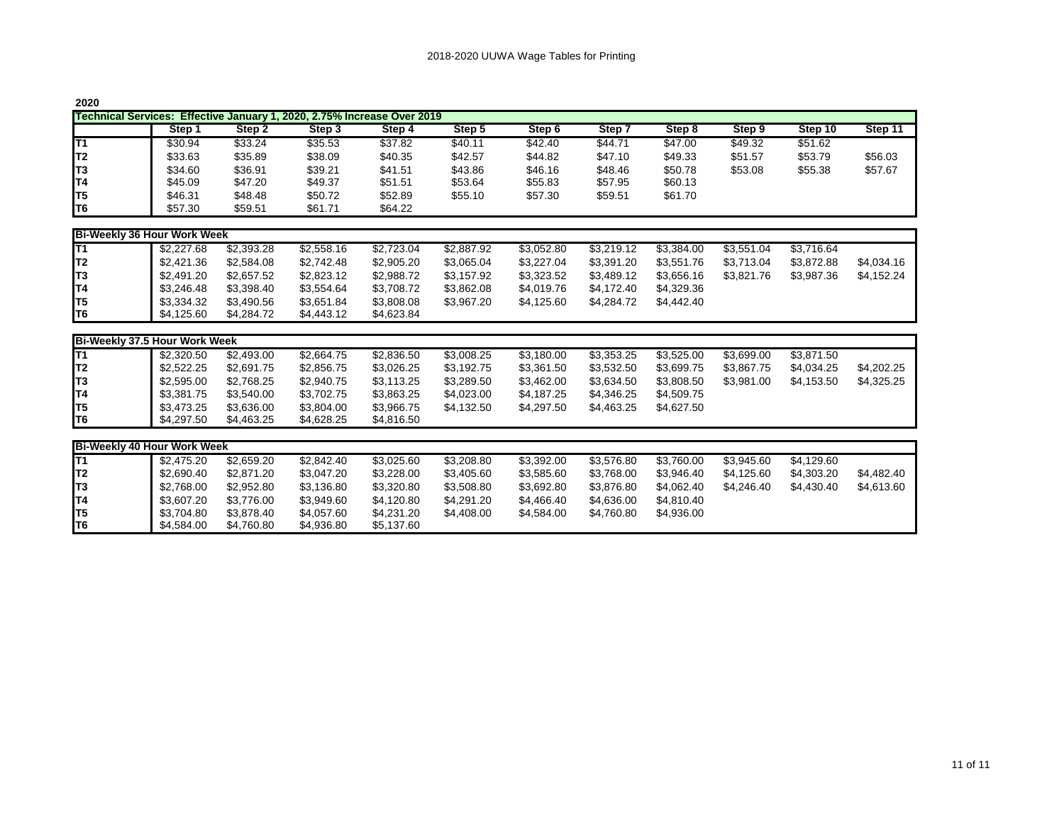2018-2020 UUWA Wage Tables for Printing

**2020**

**Technical Services: Effective January 1, 2020, 2.75% Increase Over 2019**

| | Step 1 | Step 2 | Step 3 | Step 4 | Step 5 | Step 6 | Step 7 | Step 8 | Step 9 | Step 10 | Step 11 |
|---|---|---|---|---|---|---|---|---|---|---|---|
| T1 | $30.94 | $33.24 | $35.53 | $37.82 | $40.11 | $42.40 | $44.71 | $47.00 | $49.32 | $51.62 | |
| T2 | $33.63 | $35.89 | $38.09 | $40.35 | $42.57 | $44.82 | $47.10 | $49.33 | $51.57 | $53.79 | $56.03 |
| T3 | $34.60 | $36.91 | $39.21 | $41.51 | $43.86 | $46.16 | $48.46 | $50.78 | $53.08 | $55.38 | $57.67 |
| T4 | $45.09 | $47.20 | $49.37 | $51.51 | $53.64 | $55.83 | $57.95 | $60.13 | | | |
| T5 | $46.31 | $48.48 | $50.72 | $52.89 | $55.10 | $57.30 | $59.51 | $61.70 | | | |
| T6 | $57.30 | $59.51 | $61.71 | $64.22 | | | | | | | |

**Bi-Weekly 36 Hour Work Week**

| | | | | | | | | | | | |
|---|---|---|---|---|---|---|---|---|---|---|---|
| T1 | $2,227.68 | $2,393.28 | $2,558.16 | $2,723.04 | $2,887.92 | $3,052.80 | $3,219.12 | $3,384.00 | $3,551.04 | $3,716.64 | |
| T2 | $2,421.36 | $2,584.08 | $2,742.48 | $2,905.20 | $3,065.04 | $3,227.04 | $3,391.20 | $3,551.76 | $3,713.04 | $3,872.88 | $4,034.16 |
| T3 | $2,491.20 | $2,657.52 | $2,823.12 | $2,988.72 | $3,157.92 | $3,323.52 | $3,489.12 | $3,656.16 | $3,821.76 | $3,987.36 | $4,152.24 |
| T4 | $3,246.48 | $3,398.40 | $3,554.64 | $3,708.72 | $3,862.08 | $4,019.76 | $4,172.40 | $4,329.36 | | | |
| T5 | $3,334.32 | $3,490.56 | $3,651.84 | $3,808.08 | $3,967.20 | $4,125.60 | $4,284.72 | $4,442.40 | | | |
| T6 | $4,125.60 | $4,284.72 | $4,443.12 | $4,623.84 | | | | | | | |

**Bi-Weekly 37.5 Hour Work Week**

| | | | | | | | | | | | |
|---|---|---|---|---|---|---|---|---|---|---|---|
| T1 | $2,320.50 | $2,493.00 | $2,664.75 | $2,836.50 | $3,008.25 | $3,180.00 | $3,353.25 | $3,525.00 | $3,699.00 | $3,871.50 | |
| T2 | $2,522.25 | $2,691.75 | $2,856.75 | $3,026.25 | $3,192.75 | $3,361.50 | $3,532.50 | $3,699.75 | $3,867.75 | $4,034.25 | $4,202.25 |
| T3 | $2,595.00 | $2,768.25 | $2,940.75 | $3,113.25 | $3,289.50 | $3,462.00 | $3,634.50 | $3,808.50 | $3,981.00 | $4,153.50 | $4,325.25 |
| T4 | $3,381.75 | $3,540.00 | $3,702.75 | $3,863.25 | $4,023.00 | $4,187.25 | $4,346.25 | $4,509.75 | | | |
| T5 | $3,473.25 | $3,636.00 | $3,804.00 | $3,966.75 | $4,132.50 | $4,297.50 | $4,463.25 | $4,627.50 | | | |
| T6 | $4,297.50 | $4,463.25 | $4,628.25 | $4,816.50 | | | | | | | |

**Bi-Weekly 40 Hour Work Week**

| | | | | | | | | | | | |
|---|---|---|---|---|---|---|---|---|---|---|---|
| T1 | $2,475.20 | $2,659.20 | $2,842.40 | $3,025.60 | $3,208.80 | $3,392.00 | $3,576.80 | $3,760.00 | $3,945.60 | $4,129.60 | |
| T2 | $2,690.40 | $2,871.20 | $3,047.20 | $3,228.00 | $3,405.60 | $3,585.60 | $3,768.00 | $3,946.40 | $4,125.60 | $4,303.20 | $4,482.40 |
| T3 | $2,768.00 | $2,952.80 | $3,136.80 | $3,320.80 | $3,508.80 | $3,692.80 | $3,876.80 | $4,062.40 | $4,246.40 | $4,430.40 | $4,613.60 |
| T4 | $3,607.20 | $3,776.00 | $3,949.60 | $4,120.80 | $4,291.20 | $4,466.40 | $4,636.00 | $4,810.40 | | | |
| T5 | $3,704.80 | $3,878.40 | $4,057.60 | $4,231.20 | $4,408.00 | $4,584.00 | $4,760.80 | $4,936.00 | | | |
| T6 | $4,584.00 | $4,760.80 | $4,936.80 | $5,137.60 | | | | | | | |